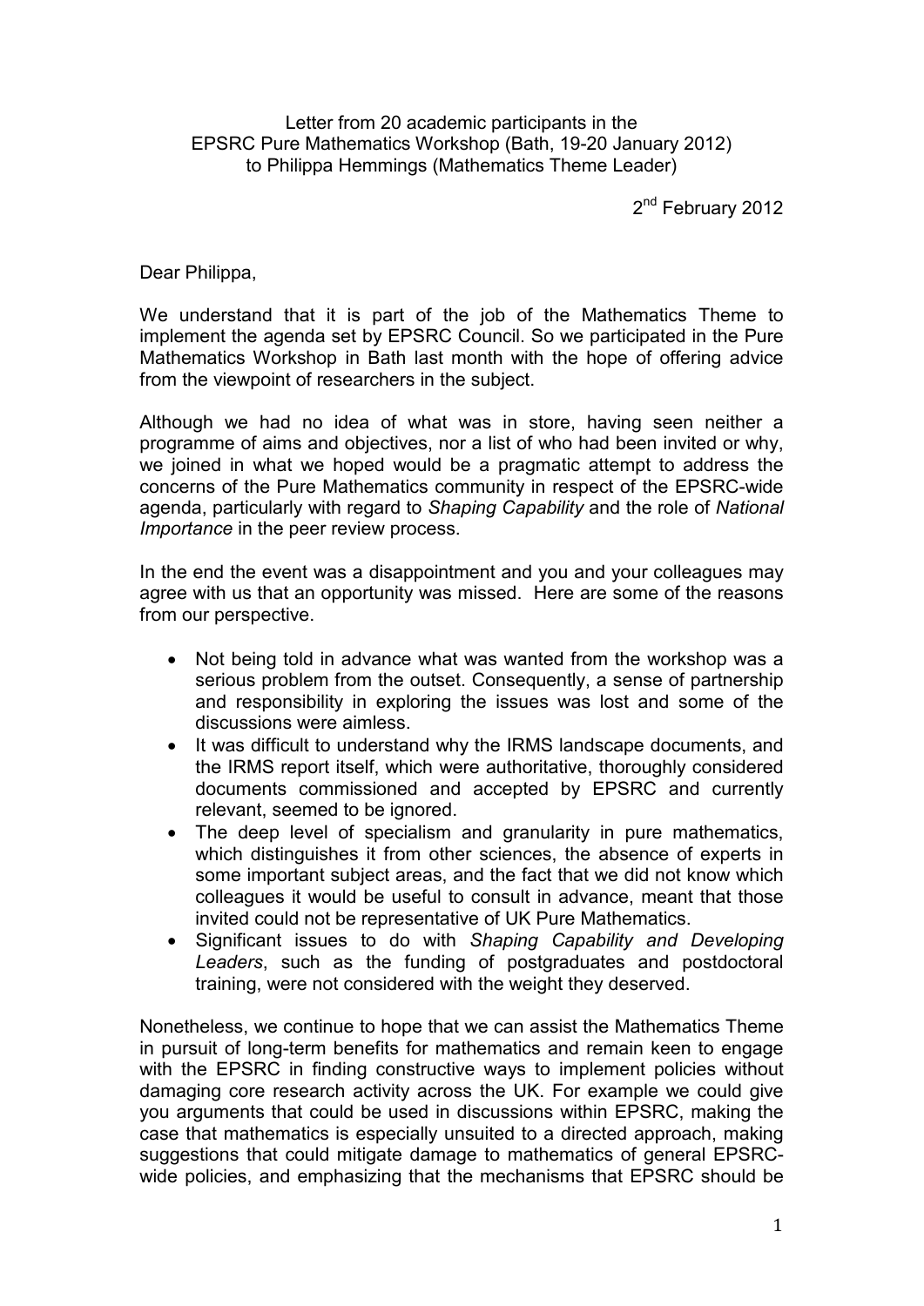Letter from 20 academic participants in the
EPSRC Pure Mathematics Workshop (Bath, 19-20 January 2012)
to Philippa Hemmings (Mathematics Theme Leader)

2nd February 2012

Dear Philippa,

We understand that it is part of the job of the Mathematics Theme to implement the agenda set by EPSRC Council. So we participated in the Pure Mathematics Workshop in Bath last month with the hope of offering advice from the viewpoint of researchers in the subject.

Although we had no idea of what was in store, having seen neither a programme of aims and objectives, nor a list of who had been invited or why, we joined in what we hoped would be a pragmatic attempt to address the concerns of the Pure Mathematics community in respect of the EPSRC-wide agenda, particularly with regard to *Shaping Capability* and the role of *National Importance* in the peer review process.

In the end the event was a disappointment and you and your colleagues may agree with us that an opportunity was missed. Here are some of the reasons from our perspective.

- Not being told in advance what was wanted from the workshop was a serious problem from the outset. Consequently, a sense of partnership and responsibility in exploring the issues was lost and some of the discussions were aimless.
- It was difficult to understand why the IRMS landscape documents, and the IRMS report itself, which were authoritative, thoroughly considered documents commissioned and accepted by EPSRC and currently relevant, seemed to be ignored.
- The deep level of specialism and granularity in pure mathematics, which distinguishes it from other sciences, the absence of experts in some important subject areas, and the fact that we did not know which colleagues it would be useful to consult in advance, meant that those invited could not be representative of UK Pure Mathematics.
- Significant issues to do with *Shaping Capability and Developing Leaders*, such as the funding of postgraduates and postdoctoral training, were not considered with the weight they deserved.

Nonetheless, we continue to hope that we can assist the Mathematics Theme in pursuit of long-term benefits for mathematics and remain keen to engage with the EPSRC in finding constructive ways to implement policies without damaging core research activity across the UK. For example we could give you arguments that could be used in discussions within EPSRC, making the case that mathematics is especially unsuited to a directed approach, making suggestions that could mitigate damage to mathematics of general EPSRC-wide policies, and emphasizing that the mechanisms that EPSRC should be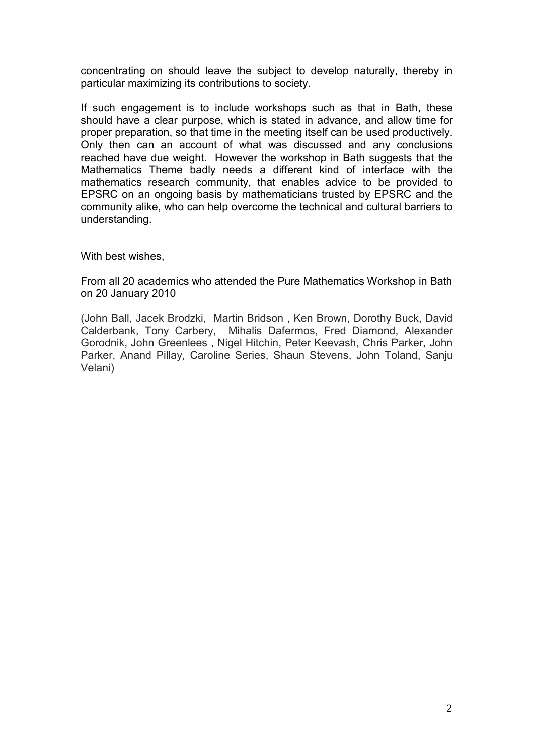concentrating on should leave the subject to develop naturally, thereby in particular maximizing its contributions to society.

If such engagement is to include workshops such as that in Bath, these should have a clear purpose, which is stated in advance, and allow time for proper preparation, so that time in the meeting itself can be used productively. Only then can an account of what was discussed and any conclusions reached have due weight. However the workshop in Bath suggests that the Mathematics Theme badly needs a different kind of interface with the mathematics research community, that enables advice to be provided to EPSRC on an ongoing basis by mathematicians trusted by EPSRC and the community alike, who can help overcome the technical and cultural barriers to understanding.

With best wishes,

From all 20 academics who attended the Pure Mathematics Workshop in Bath on 20 January 2010

(John Ball, Jacek Brodzki, Martin Bridson , Ken Brown, Dorothy Buck, David Calderbank, Tony Carbery, Mihalis Dafermos, Fred Diamond, Alexander Gorodnik, John Greenlees , Nigel Hitchin, Peter Keevash, Chris Parker, John Parker, Anand Pillay, Caroline Series, Shaun Stevens, John Toland, Sanju Velani)